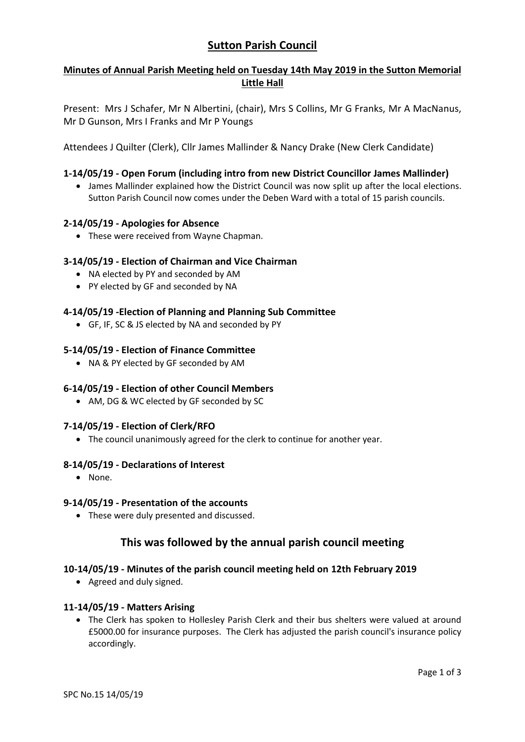// Sutton Parish Council

# **Sutton Parish Council**

## **Minutes of Annual Parish Meeting held on Tuesday 14th May 2019 in the Sutton Memorial Little Hall**

Present: Mrs J Schafer, Mr N Albertini, (chair), Mrs S Collins, Mr G Franks, Mr A MacNanus, Mr D Gunson, Mrs I Franks and Mr P Youngs

Attendees J Quilter (Clerk), Cllr James Mallinder & Nancy Drake (New Clerk Candidate)

### **1-14/05/19 - Open Forum (including intro from new District Councillor James Mallinder)**

- James Mallinder explained how the District Council was now split up after the local elections. Sutton Parish Council now comes under the Deben Ward with a total of 15 parish councils.

### **2-14/05/19 - Apologies for Absence**

- These were received from Wayne Chapman.

### **3-14/05/19 - Election of Chairman and Vice Chairman**

- NA elected by PY and seconded by AM
- PY elected by GF and seconded by NA

### **4-14/05/19 -Election of Planning and Planning Sub Committee**

- GF, IF, SC & JS elected by NA and seconded by PY

### **5-14/05/19 - Election of Finance Committee**

- NA & PY elected by GF seconded by AM

### **6-14/05/19 - Election of other Council Members**

- AM, DG & WC elected by GF seconded by SC

### **7-14/05/19 - Election of Clerk/RFO**

- The council unanimously agreed for the clerk to continue for another year.

### **8-14/05/19 - Declarations of Interest**

- None.

### **9-14/05/19 - Presentation of the accounts**

- These were duly presented and discussed.

## **This was followed by the annual parish council meeting**

### **10-14/05/19 - Minutes of the parish council meeting held on 12th February 2019**

- Agreed and duly signed.

### **11-14/05/19 - Matters Arising**

- The Clerk has spoken to Hollesley Parish Clerk and their bus shelters were valued at around £5000.00 for insurance purposes. The Clerk has adjusted the parish council's insurance policy accordingly.

SPC No.15 14/05/19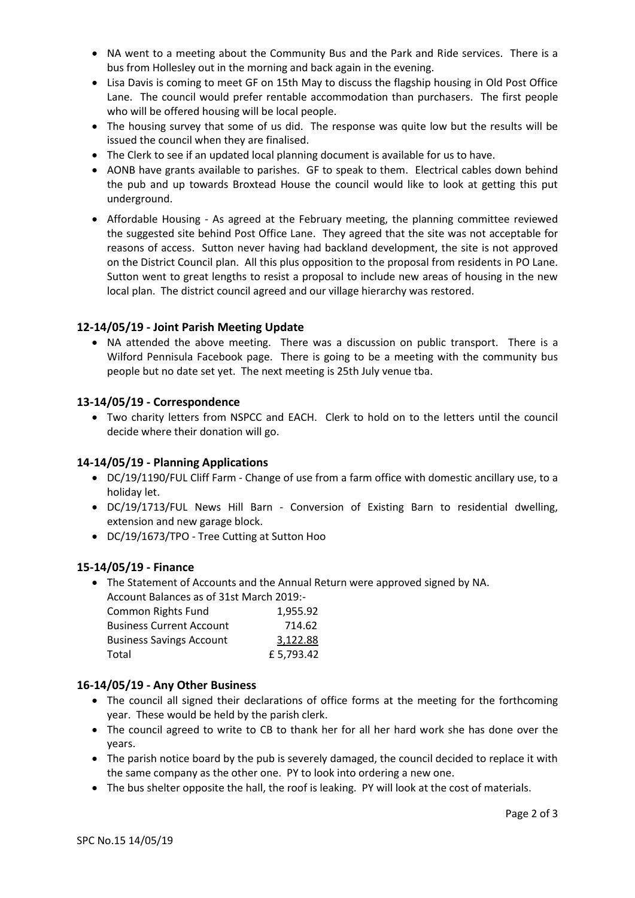- NA went to a meeting about the Community Bus and the Park and Ride services. There is a bus from Hollesley out in the morning and back again in the evening.
- Lisa Davis is coming to meet GF on 15th May to discuss the flagship housing in Old Post Office Lane. The council would prefer rentable accommodation than purchasers. The first people who will be offered housing will be local people.
- The housing survey that some of us did. The response was quite low but the results will be issued the council when they are finalised.
- The Clerk to see if an updated local planning document is available for us to have.
- AONB have grants available to parishes. GF to speak to them. Electrical cables down behind the pub and up towards Broxtead House the council would like to look at getting this put underground.
- Affordable Housing - As agreed at the February meeting, the planning committee reviewed the suggested site behind Post Office Lane. They agreed that the site was not acceptable for reasons of access. Sutton never having had backland development, the site is not approved on the District Council plan. All this plus opposition to the proposal from residents in PO Lane. Sutton went to great lengths to resist a proposal to include new areas of housing in the new local plan. The district council agreed and our village hierarchy was restored.

### 12-14/05/19 - Joint Parish Meeting Update

- NA attended the above meeting. There was a discussion on public transport. There is a Wilford Pennisula Facebook page. There is going to be a meeting with the community bus people but no date set yet. The next meeting is 25th July venue tba.

### 13-14/05/19 - Correspondence

- Two charity letters from NSPCC and EACH. Clerk to hold on to the letters until the council decide where their donation will go.

### 14-14/05/19 - Planning Applications

- DC/19/1190/FUL Cliff Farm - Change of use from a farm office with domestic ancillary use, to a holiday let.
- DC/19/1713/FUL News Hill Barn - Conversion of Existing Barn to residential dwelling, extension and new garage block.
- DC/19/1673/TPO - Tree Cutting at Sutton Hoo

### 15-14/05/19 - Finance

- The Statement of Accounts and the Annual Return were approved signed by NA.

Account Balances as of 31st March 2019:-

| Account | Balance |
|---|---|
| Common Rights Fund | 1,955.92 |
| Business Current Account | 714.62 |
| Business Savings Account | 3,122.88 |
| Total | £ 5,793.42 |

### 16-14/05/19 - Any Other Business

- The council all signed their declarations of office forms at the meeting for the forthcoming year. These would be held by the parish clerk.
- The council agreed to write to CB to thank her for all her hard work she has done over the years.
- The parish notice board by the pub is severely damaged, the council decided to replace it with the same company as the other one. PY to look into ordering a new one.
- The bus shelter opposite the hall, the roof is leaking. PY will look at the cost of materials.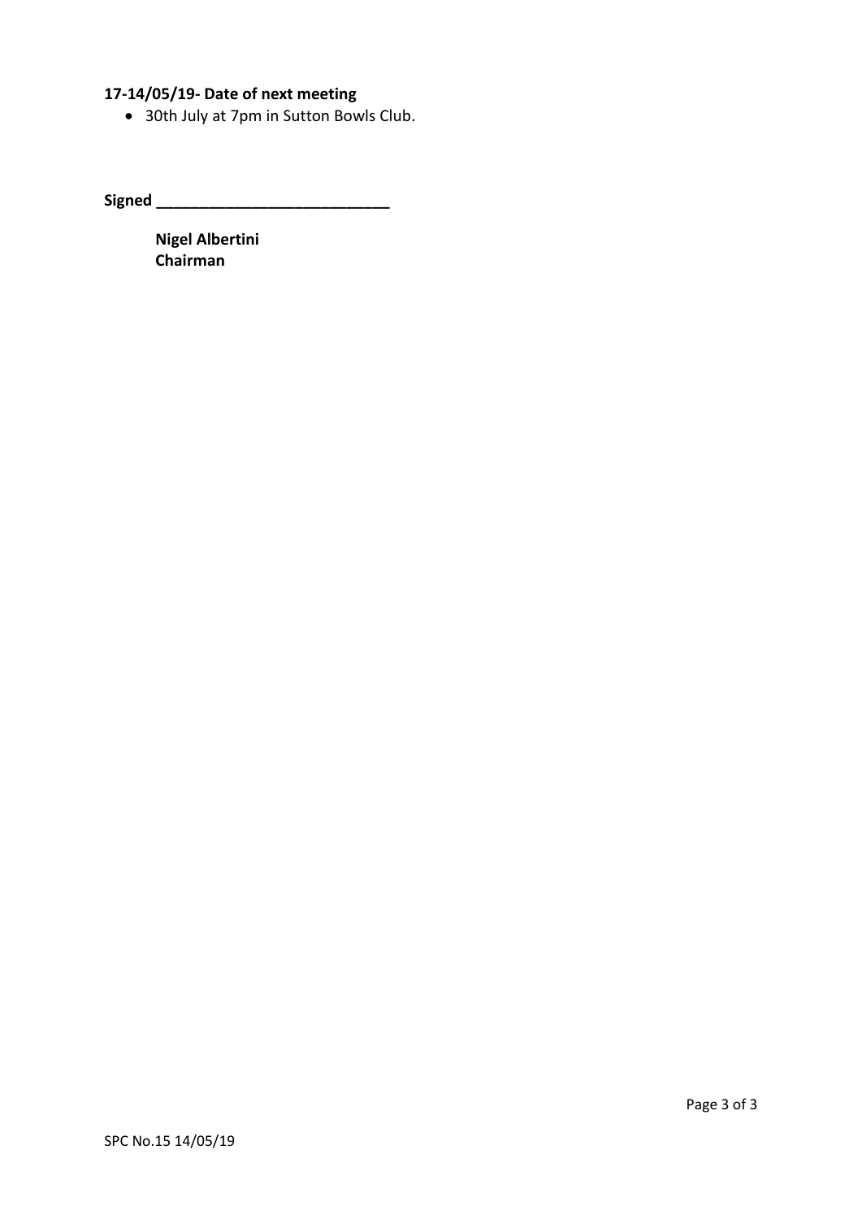**17-14/05/19- Date of next meeting**

- 30th July at 7pm in Sutton Bowls Club.

**Signed ___________________________**

**Nigel Albertini**
**Chairman**